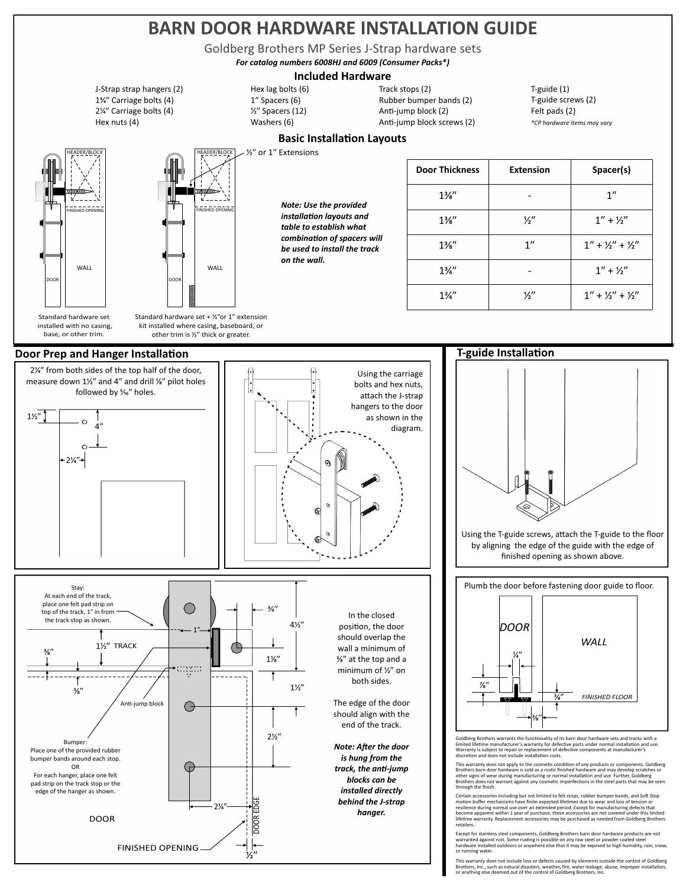# BARN DOOR HARDWARE INSTALLATION GUIDE

Goldberg Brothers MP Series J-Strap hardware sets

***For catalog numbers 6008HJ and 6009 (Consumer Packs\*)***

## Included Hardware

J-Strap strap hangers (2)
1¾″ Carriage bolts (4)
2¼″ Carriage bolts (4)
Hex nuts (4)

Hex lag bolts (6)
1″ Spacers (6)
½″ Spacers (12)
Washers (6)

Track stops (2)
Rubber bumper bands (2)
Anti-jump block (2)
Anti-jump block screws (2)

T-guide (1)
T-guide screws (2)
Felt pads (2)
*\*CP hardware items may vary*

## Basic Installation Layouts

HEADER/BLOCK — FINISHED OPENING — DOOR — WALL

HEADER/BLOCK — ½″ or 1″ Extensions — FINISHED OPENING — DOOR — WALL — BASEBOARD

Standard hardware set installed with no casing, base, or other trim.

Standard hardware set + ½″or 1″ extension kit installed where casing, baseboard, or other trim is ½″ thick or greater.

***Note: Use the provided installation layouts and table to establish what combination of spacers will be used to install the track on the wall.***

| Door Thickness | Extension | Spacer(s) |
|---|---|---|
| 1⅜″ | - | 1″ |
| 1⅜″ | ½″ | 1″ + ½″ |
| 1⅜″ | 1″ | 1″ + ½″ + ½″ |
| 1¾″ | - | 1″ + ½″ |
| 1¾″ | ½″ | 1″ + ½″ + ½″ |

## Door Prep and Hanger Installation

2¼″ from both sides of the top half of the door, measure down 1½″ and 4″ and drill ⅛″ pilot holes followed by 5⁄16″ holes.

1½″ — 4″ — 2¼″

Using the carriage bolts and hex nuts, attach the J-strap hangers to the door as shown in the diagram.

Stay:
At each end of the track, place one felt pad strip on top of the track, 1″ in from the track stop as shown.

1½″ TRACK — ⅜″ — ⅜″ — 1″ — ¾″ — 4½″ — 1⅛″ — 1½″ — 2½″ — 2¼″ — ½″

Anti-jump block

Bumper:
Place one of the provided rubber bumper bands around each stop.
OR
For each hanger, place one felt pad strip on the track stop or the edge of the hanger as shown.

DOOR — DOOR EDGE — FINISHED OPENING

In the closed position, the door should overlap the wall a minimum of ⅜″ at the top and a minimum of ½″ on both sides.

The edge of the door should align with the end of the track.

***Note: After the door is hung from the track, the anti-jump blocks can be installed directly behind the J-strap hanger.***

## T-guide Installation

Using the T-guide screws, attach the T-guide to the floor by aligning the edge of the guide with the edge of finished opening as shown above.

Plumb the door before fastening door guide to floor.

DOOR — WALL — ¼″ — ⅞″ — ⅜″ — ⅜″ — FINISHED FLOOR

Goldberg Brothers warrants the functionality of its barn door hardware sets and tracks with a limited lifetime manufacturer's warranty for defective parts under normal installation and use. Warranty is subject to repair or replacement of defective components at manufacturer's discretion and does not include installation costs.

This warranty does not apply to the cosmetic condition of any products or components. Goldberg Brothers barn door hardware is sold as a rustic finished hardware and may develop scratches or other signs of wear during manufacturing or normal installation and use. Further, Goldberg Brothers does not warrant against any cosmetic imperfections in the steel parts that may be seen through the finish.

Certain accessories including but not limited to felt strips, rubber bumper bands, and Soft Stop motion buffer mechanisms have finite expected lifetimes due to wear and loss of tension or resilience during normal use over an extended period. Except for manufacturing defects that become apparent within 1 year of purchase, these accessories are not covered under this limited lifetime warranty. Replacement accessories may be purchased as needed from Goldberg Brothers retailers.

Except for stainless steel components, Goldberg Brothers barn door hardware products are not warranted against rust. Some rusting is possible on any raw steel or powder coated steel hardware installed outdoors or anywhere else that it may be exposed to high humidity, rain, snow, or running water.

This warranty does not include loss or defects caused by elements outside the control of Goldberg Brothers, Inc., such as natural disasters, weather, fire, water leakage, abuse, improper installation, or anything else deemed out of the control of Goldberg Brothers, Inc.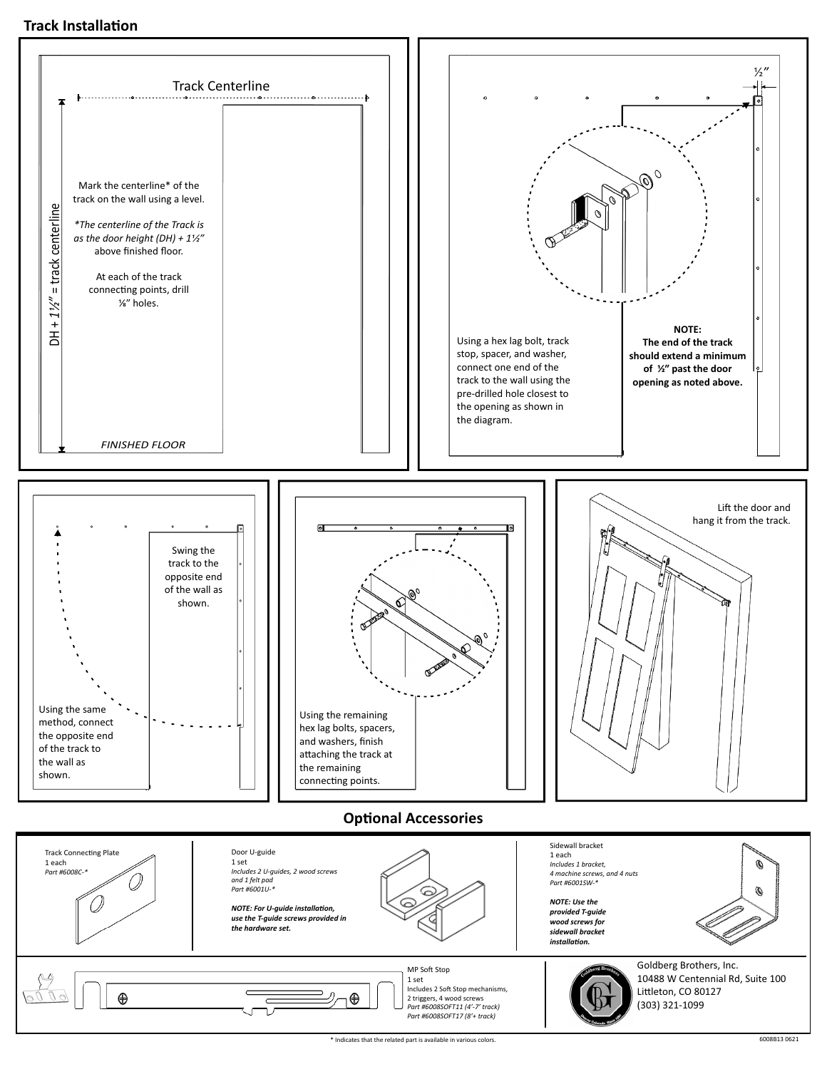## Track Installation

Track Centerline

DH + 1½" = track centerline

Mark the centerline* of the track on the wall using a level.

*\*The centerline of the Track is as the door height (DH) + 1½" above finished floor.*

At each of the track connecting points, drill ⅛" holes.

*FINISHED FLOOR*

½"

Using a hex lag bolt, track stop, spacer, and washer, connect one end of the track to the wall using the pre-drilled hole closest to the opening as shown in the diagram.

**NOTE:**
**The end of the track should extend a minimum of ½" past the door opening as noted above.**

Swing the track to the opposite end of the wall as shown.

Using the same method, connect the opposite end of the track to the wall as shown.

Using the remaining hex lag bolts, spacers, and washers, finish attaching the track at the remaining connecting points.

Lift the door and hang it from the track.

## Optional Accessories

Track Connecting Plate
1 each
*Part #6008C-\**

Door U-guide
1 set
*Includes 2 U-guides, 2 wood screws and 1 felt pad*
*Part #6001U-\**

***NOTE: For U-guide installation, use the T-guide screws provided in the hardware set.***

Sidewall bracket
1 each
*Includes 1 bracket, 4 machine screws, and 4 nuts*
*Part #6001SW-\**

***NOTE: Use the provided T-guide wood screws for sidewall bracket installation.***

MP Soft Stop
1 set
Includes 2 Soft Stop mechanisms, 2 triggers, 4 wood screws
*Part #6008SOFT11 (4'-7' track)*
*Part #6008SOFT17 (8'+ track)*

Goldberg Brothers, Inc.
10488 W Centennial Rd, Suite 100
Littleton, CO 80127
(303) 321-1099

\* Indicates that the related part is available in various colors.

6008B13 0621